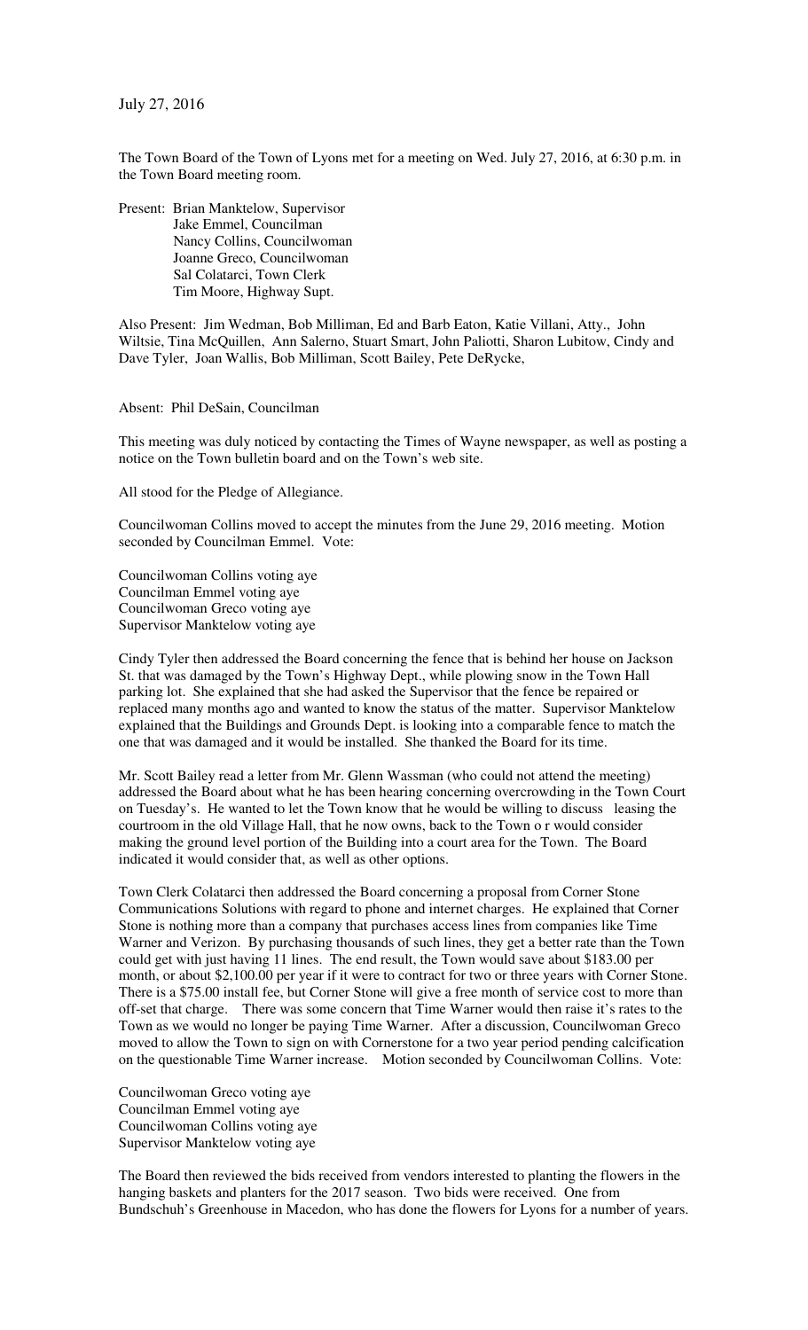July 27, 2016

The Town Board of the Town of Lyons met for a meeting on Wed. July 27, 2016, at 6:30 p.m. in the Town Board meeting room.

Present: Brian Manktelow, Supervisor
Jake Emmel, Councilman
Nancy Collins, Councilwoman
Joanne Greco, Councilwoman
Sal Colatarci, Town Clerk
Tim Moore, Highway Supt.

Also Present: Jim Wedman, Bob Milliman, Ed and Barb Eaton, Katie Villani, Atty., John Wiltsie, Tina McQuillen, Ann Salerno, Stuart Smart, John Paliotti, Sharon Lubitow, Cindy and Dave Tyler, Joan Wallis, Bob Milliman, Scott Bailey, Pete DeRycke,

Absent: Phil DeSain, Councilman

This meeting was duly noticed by contacting the Times of Wayne newspaper, as well as posting a notice on the Town bulletin board and on the Town's web site.

All stood for the Pledge of Allegiance.

Councilwoman Collins moved to accept the minutes from the June 29, 2016 meeting. Motion seconded by Councilman Emmel. Vote:

Councilwoman Collins voting aye
Councilman Emmel voting aye
Councilwoman Greco voting aye
Supervisor Manktelow voting aye

Cindy Tyler then addressed the Board concerning the fence that is behind her house on Jackson St. that was damaged by the Town's Highway Dept., while plowing snow in the Town Hall parking lot. She explained that she had asked the Supervisor that the fence be repaired or replaced many months ago and wanted to know the status of the matter. Supervisor Manktelow explained that the Buildings and Grounds Dept. is looking into a comparable fence to match the one that was damaged and it would be installed. She thanked the Board for its time.

Mr. Scott Bailey read a letter from Mr. Glenn Wassman (who could not attend the meeting) addressed the Board about what he has been hearing concerning overcrowding in the Town Court on Tuesday's. He wanted to let the Town know that he would be willing to discuss leasing the courtroom in the old Village Hall, that he now owns, back to the Town o r would consider making the ground level portion of the Building into a court area for the Town. The Board indicated it would consider that, as well as other options.

Town Clerk Colatarci then addressed the Board concerning a proposal from Corner Stone Communications Solutions with regard to phone and internet charges. He explained that Corner Stone is nothing more than a company that purchases access lines from companies like Time Warner and Verizon. By purchasing thousands of such lines, they get a better rate than the Town could get with just having 11 lines. The end result, the Town would save about $183.00 per month, or about $2,100.00 per year if it were to contract for two or three years with Corner Stone. There is a $75.00 install fee, but Corner Stone will give a free month of service cost to more than off-set that charge. There was some concern that Time Warner would then raise it's rates to the Town as we would no longer be paying Time Warner. After a discussion, Councilwoman Greco moved to allow the Town to sign on with Cornerstone for a two year period pending calcification on the questionable Time Warner increase. Motion seconded by Councilwoman Collins. Vote:

Councilwoman Greco voting aye
Councilman Emmel voting aye
Councilwoman Collins voting aye
Supervisor Manktelow voting aye

The Board then reviewed the bids received from vendors interested to planting the flowers in the hanging baskets and planters for the 2017 season. Two bids were received. One from Bundschuh's Greenhouse in Macedon, who has done the flowers for Lyons for a number of years.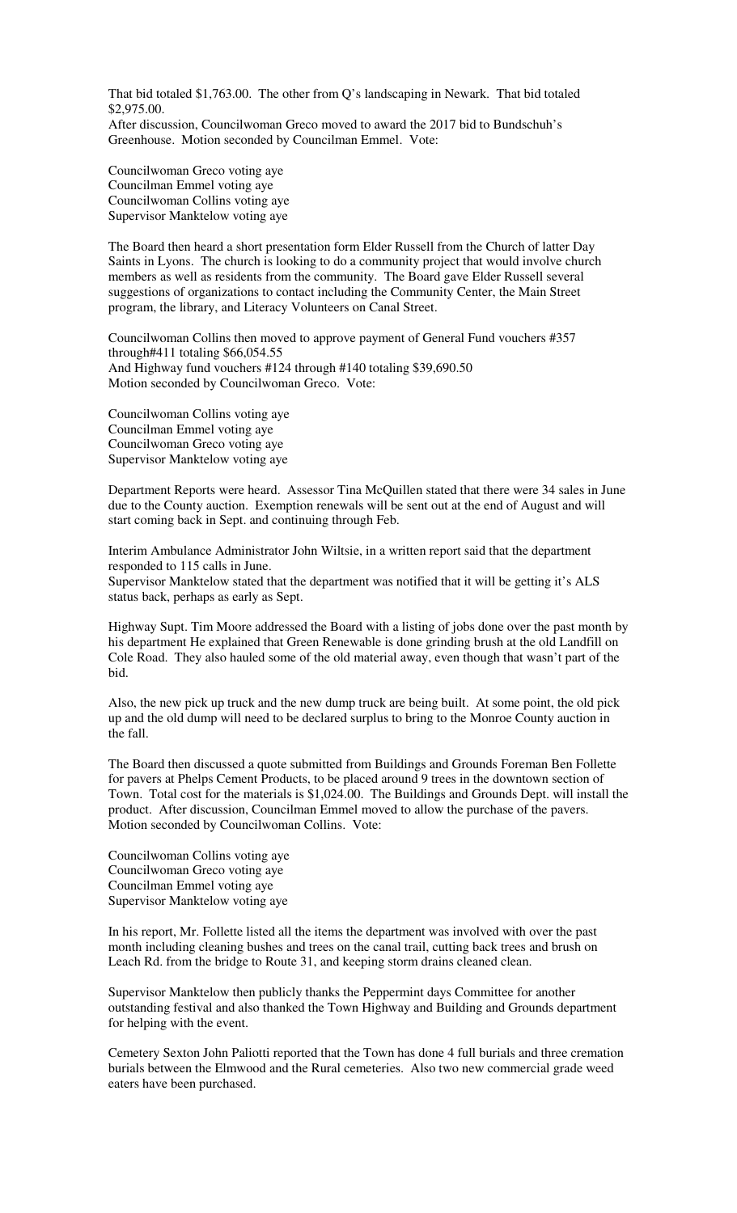That bid totaled $1,763.00. The other from Q's landscaping in Newark. That bid totaled $2,975.00.
After discussion, Councilwoman Greco moved to award the 2017 bid to Bundschuh's Greenhouse. Motion seconded by Councilman Emmel. Vote:

Councilwoman Greco voting aye
Councilman Emmel voting aye
Councilwoman Collins voting aye
Supervisor Manktelow voting aye

The Board then heard a short presentation form Elder Russell from the Church of latter Day Saints in Lyons. The church is looking to do a community project that would involve church members as well as residents from the community. The Board gave Elder Russell several suggestions of organizations to contact including the Community Center, the Main Street program, the library, and Literacy Volunteers on Canal Street.

Councilwoman Collins then moved to approve payment of General Fund vouchers #357 through#411 totaling $66,054.55
And Highway fund vouchers #124 through #140 totaling $39,690.50
Motion seconded by Councilwoman Greco. Vote:

Councilwoman Collins voting aye
Councilman Emmel voting aye
Councilwoman Greco voting aye
Supervisor Manktelow voting aye

Department Reports were heard. Assessor Tina McQuillen stated that there were 34 sales in June due to the County auction. Exemption renewals will be sent out at the end of August and will start coming back in Sept. and continuing through Feb.

Interim Ambulance Administrator John Wiltsie, in a written report said that the department responded to 115 calls in June.
Supervisor Manktelow stated that the department was notified that it will be getting it's ALS status back, perhaps as early as Sept.

Highway Supt. Tim Moore addressed the Board with a listing of jobs done over the past month by his department He explained that Green Renewable is done grinding brush at the old Landfill on Cole Road. They also hauled some of the old material away, even though that wasn't part of the bid.

Also, the new pick up truck and the new dump truck are being built. At some point, the old pick up and the old dump will need to be declared surplus to bring to the Monroe County auction in the fall.

The Board then discussed a quote submitted from Buildings and Grounds Foreman Ben Follette for pavers at Phelps Cement Products, to be placed around 9 trees in the downtown section of Town. Total cost for the materials is $1,024.00. The Buildings and Grounds Dept. will install the product. After discussion, Councilman Emmel moved to allow the purchase of the pavers. Motion seconded by Councilwoman Collins. Vote:

Councilwoman Collins voting aye
Councilwoman Greco voting aye
Councilman Emmel voting aye
Supervisor Manktelow voting aye

In his report, Mr. Follette listed all the items the department was involved with over the past month including cleaning bushes and trees on the canal trail, cutting back trees and brush on Leach Rd. from the bridge to Route 31, and keeping storm drains cleaned clean.

Supervisor Manktelow then publicly thanks the Peppermint days Committee for another outstanding festival and also thanked the Town Highway and Building and Grounds department for helping with the event.

Cemetery Sexton John Paliotti reported that the Town has done 4 full burials and three cremation burials between the Elmwood and the Rural cemeteries. Also two new commercial grade weed eaters have been purchased.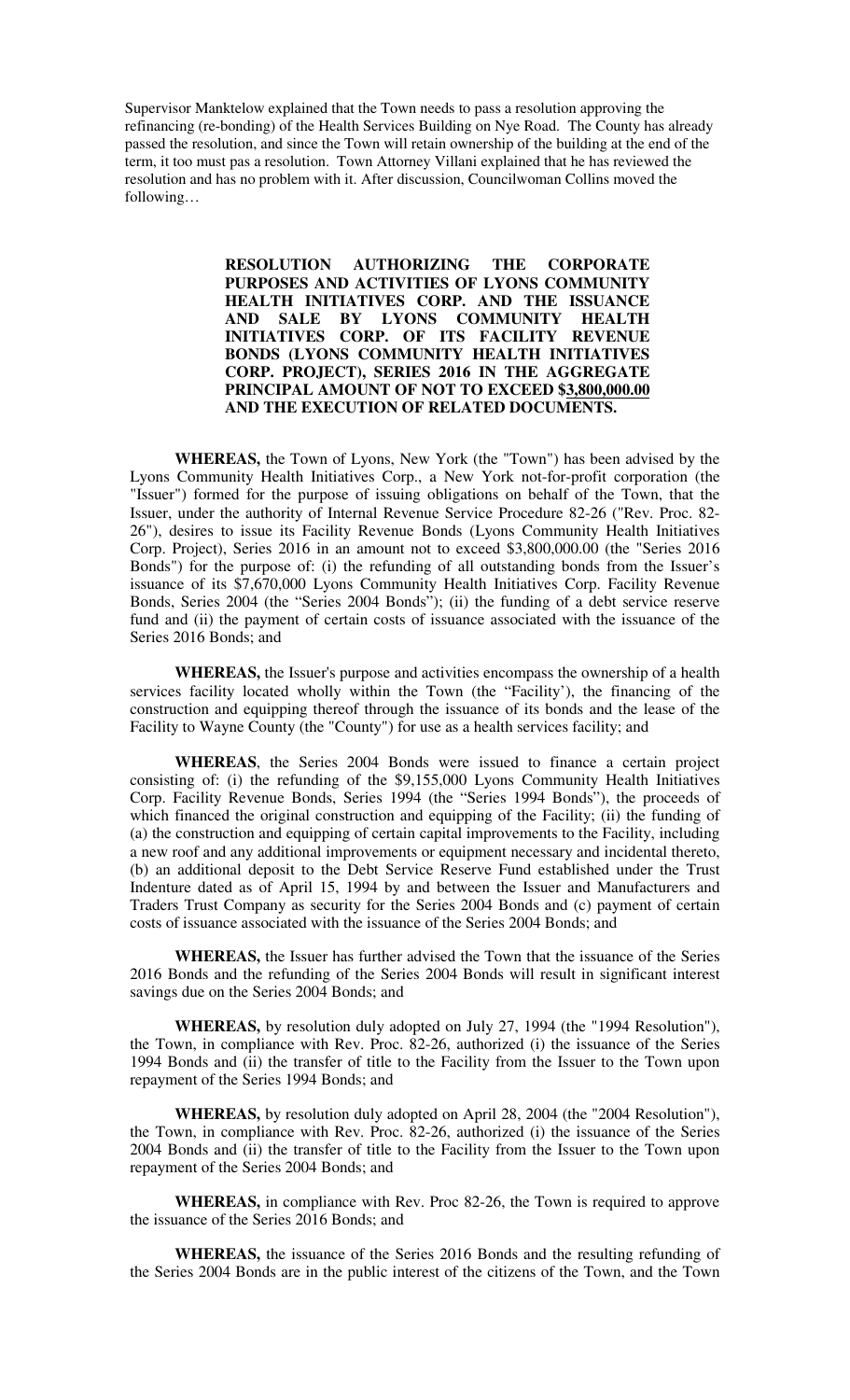Supervisor Manktelow explained that the Town needs to pass a resolution approving the refinancing (re-bonding) of the Health Services Building on Nye Road. The County has already passed the resolution, and since the Town will retain ownership of the building at the end of the term, it too must pas a resolution. Town Attorney Villani explained that he has reviewed the resolution and has no problem with it. After discussion, Councilwoman Collins moved the following…

**RESOLUTION AUTHORIZING THE CORPORATE PURPOSES AND ACTIVITIES OF LYONS COMMUNITY HEALTH INITIATIVES CORP. AND THE ISSUANCE AND SALE BY LYONS COMMUNITY HEALTH INITIATIVES CORP. OF ITS FACILITY REVENUE BONDS (LYONS COMMUNITY HEALTH INITIATIVES CORP. PROJECT), SERIES 2016 IN THE AGGREGATE PRINCIPAL AMOUNT OF NOT TO EXCEED $<u>3,800,000.00</u> AND THE EXECUTION OF RELATED DOCUMENTS.**

**WHEREAS,** the Town of Lyons, New York (the "Town") has been advised by the Lyons Community Health Initiatives Corp., a New York not-for-profit corporation (the "Issuer") formed for the purpose of issuing obligations on behalf of the Town, that the Issuer, under the authority of Internal Revenue Service Procedure 82-26 ("Rev. Proc. 82-26"), desires to issue its Facility Revenue Bonds (Lyons Community Health Initiatives Corp. Project), Series 2016 in an amount not to exceed $3,800,000.00 (the "Series 2016 Bonds") for the purpose of: (i) the refunding of all outstanding bonds from the Issuer's issuance of its $7,670,000 Lyons Community Health Initiatives Corp. Facility Revenue Bonds, Series 2004 (the "Series 2004 Bonds"); (ii) the funding of a debt service reserve fund and (ii) the payment of certain costs of issuance associated with the issuance of the Series 2016 Bonds; and

**WHEREAS,** the Issuer's purpose and activities encompass the ownership of a health services facility located wholly within the Town (the "Facility'), the financing of the construction and equipping thereof through the issuance of its bonds and the lease of the Facility to Wayne County (the "County") for use as a health services facility; and

**WHEREAS**, the Series 2004 Bonds were issued to finance a certain project consisting of: (i) the refunding of the $9,155,000 Lyons Community Health Initiatives Corp. Facility Revenue Bonds, Series 1994 (the "Series 1994 Bonds"), the proceeds of which financed the original construction and equipping of the Facility; (ii) the funding of (a) the construction and equipping of certain capital improvements to the Facility, including a new roof and any additional improvements or equipment necessary and incidental thereto, (b) an additional deposit to the Debt Service Reserve Fund established under the Trust Indenture dated as of April 15, 1994 by and between the Issuer and Manufacturers and Traders Trust Company as security for the Series 2004 Bonds and (c) payment of certain costs of issuance associated with the issuance of the Series 2004 Bonds; and

**WHEREAS,** the Issuer has further advised the Town that the issuance of the Series 2016 Bonds and the refunding of the Series 2004 Bonds will result in significant interest savings due on the Series 2004 Bonds; and

**WHEREAS,** by resolution duly adopted on July 27, 1994 (the "1994 Resolution"), the Town, in compliance with Rev. Proc. 82-26, authorized (i) the issuance of the Series 1994 Bonds and (ii) the transfer of title to the Facility from the Issuer to the Town upon repayment of the Series 1994 Bonds; and

**WHEREAS,** by resolution duly adopted on April 28, 2004 (the "2004 Resolution"), the Town, in compliance with Rev. Proc. 82-26, authorized (i) the issuance of the Series 2004 Bonds and (ii) the transfer of title to the Facility from the Issuer to the Town upon repayment of the Series 2004 Bonds; and

**WHEREAS,** in compliance with Rev. Proc 82-26, the Town is required to approve the issuance of the Series 2016 Bonds; and

**WHEREAS,** the issuance of the Series 2016 Bonds and the resulting refunding of the Series 2004 Bonds are in the public interest of the citizens of the Town, and the Town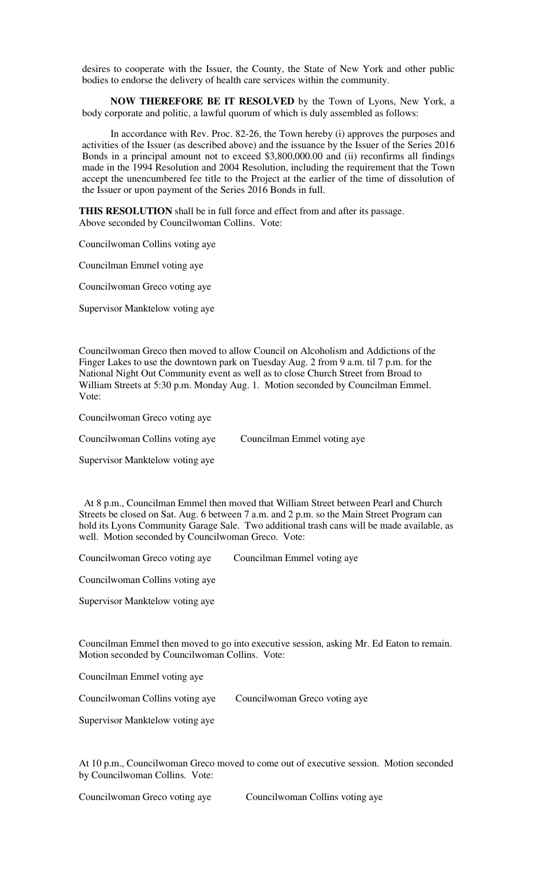desires to cooperate with the Issuer, the County, the State of New York and other public bodies to endorse the delivery of health care services within the community.

**NOW THEREFORE BE IT RESOLVED** by the Town of Lyons, New York, a body corporate and politic, a lawful quorum of which is duly assembled as follows:

In accordance with Rev. Proc. 82-26, the Town hereby (i) approves the purposes and activities of the Issuer (as described above) and the issuance by the Issuer of the Series 2016 Bonds in a principal amount not to exceed $3,800,000.00 and (ii) reconfirms all findings made in the 1994 Resolution and 2004 Resolution, including the requirement that the Town accept the unencumbered fee title to the Project at the earlier of the time of dissolution of the Issuer or upon payment of the Series 2016 Bonds in full.

**THIS RESOLUTION** shall be in full force and effect from and after its passage.
Above seconded by Councilwoman Collins. Vote:

Councilwoman Collins voting aye

Councilman Emmel voting aye

Councilwoman Greco voting aye

Supervisor Manktelow voting aye

Councilwoman Greco then moved to allow Council on Alcoholism and Addictions of the Finger Lakes to use the downtown park on Tuesday Aug. 2 from 9 a.m. til 7 p.m. for the National Night Out Community event as well as to close Church Street from Broad to William Streets at 5:30 p.m. Monday Aug. 1. Motion seconded by Councilman Emmel. Vote:

Councilwoman Greco voting aye

Councilwoman Collins voting aye Councilman Emmel voting aye

Supervisor Manktelow voting aye

At 8 p.m., Councilman Emmel then moved that William Street between Pearl and Church Streets be closed on Sat. Aug. 6 between 7 a.m. and 2 p.m. so the Main Street Program can hold its Lyons Community Garage Sale. Two additional trash cans will be made available, as well. Motion seconded by Councilwoman Greco. Vote:

Councilwoman Greco voting aye Councilman Emmel voting aye

Councilwoman Collins voting aye

Supervisor Manktelow voting aye

Councilman Emmel then moved to go into executive session, asking Mr. Ed Eaton to remain. Motion seconded by Councilwoman Collins. Vote:

Councilman Emmel voting aye

Councilwoman Collins voting aye Councilwoman Greco voting aye

Supervisor Manktelow voting aye

At 10 p.m., Councilwoman Greco moved to come out of executive session. Motion seconded by Councilwoman Collins. Vote:

Councilwoman Greco voting aye Councilwoman Collins voting aye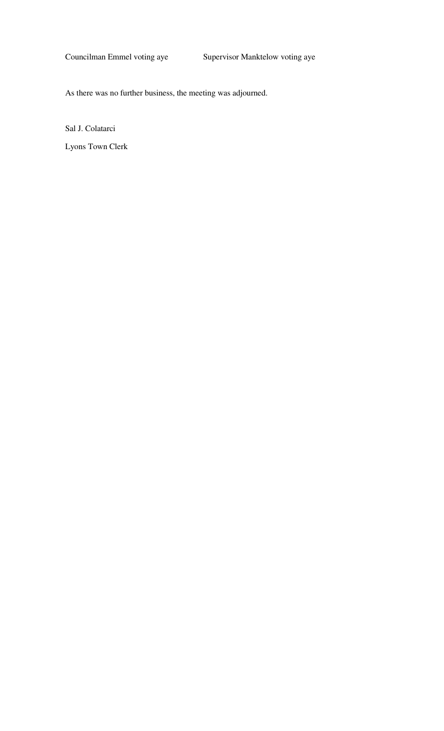Councilman Emmel voting aye Supervisor Manktelow voting aye

As there was no further business, the meeting was adjourned.

Sal J. Colatarci

Lyons Town Clerk